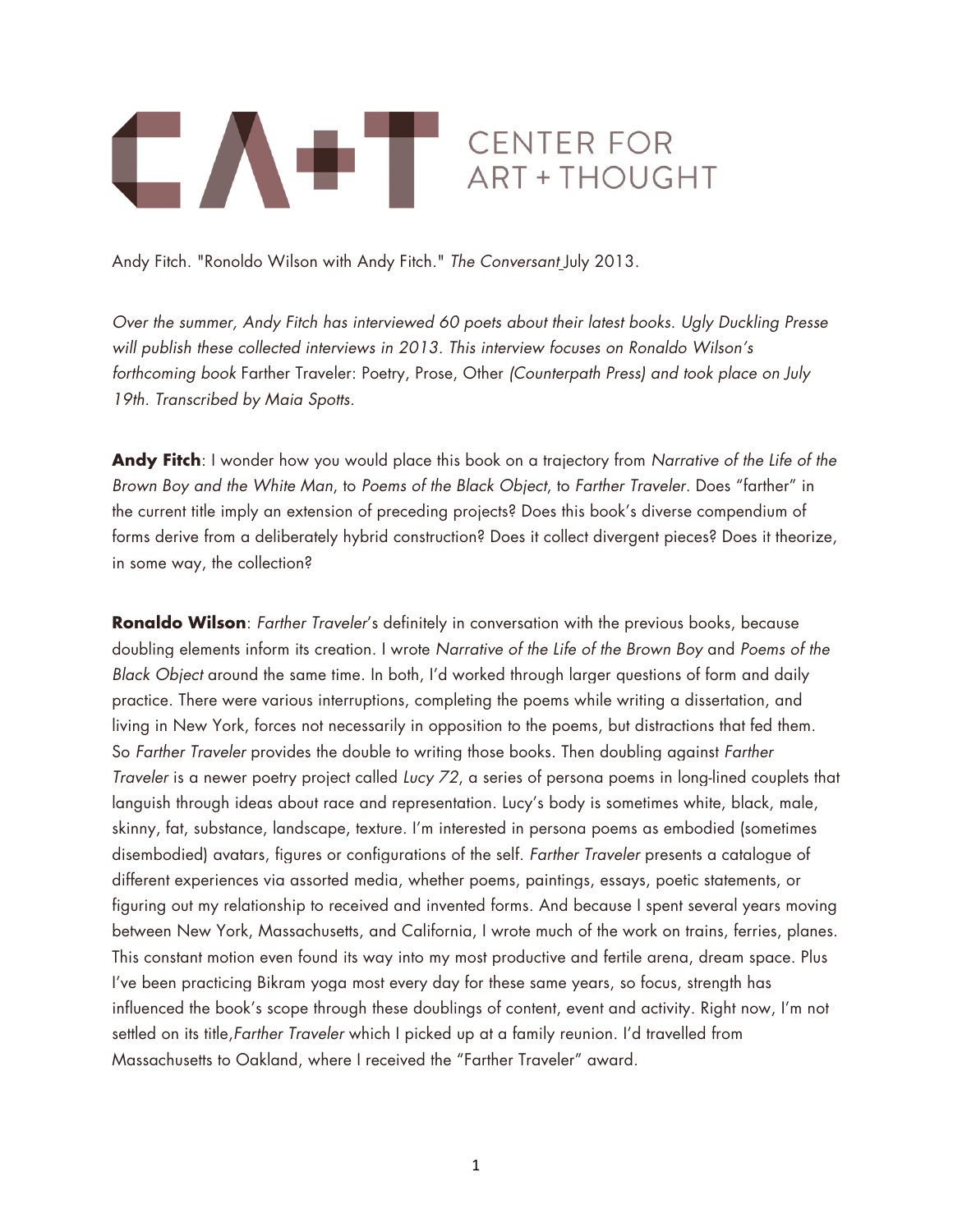CENTER FOR ART + THOUGHT

Andy Fitch. "Ronoldo Wilson with Andy Fitch." *The Conversant* July 2013.

*Over the summer, Andy Fitch has interviewed 60 poets about their latest books. Ugly Duckling Presse will publish these collected interviews in 2013. This interview focuses on Ronaldo Wilson's forthcoming book* Farther Traveler: Poetry, Prose, Other *(Counterpath Press) and took place on July 19th. Transcribed by Maia Spotts.*

**Andy Fitch**: I wonder how you would place this book on a trajectory from *Narrative of the Life of the Brown Boy and the White Man*, to *Poems of the Black Object*, to *Farther Traveler*. Does "farther" in the current title imply an extension of preceding projects? Does this book's diverse compendium of forms derive from a deliberately hybrid construction? Does it collect divergent pieces? Does it theorize, in some way, the collection?

**Ronaldo Wilson**: *Farther Traveler*'s definitely in conversation with the previous books, because doubling elements inform its creation. I wrote *Narrative of the Life of the Brown Boy* and *Poems of the Black Object* around the same time. In both, I'd worked through larger questions of form and daily practice. There were various interruptions, completing the poems while writing a dissertation, and living in New York, forces not necessarily in opposition to the poems, but distractions that fed them. So *Farther Traveler* provides the double to writing those books. Then doubling against *Farther Traveler* is a newer poetry project called *Lucy 72*, a series of persona poems in long-lined couplets that languish through ideas about race and representation. Lucy's body is sometimes white, black, male, skinny, fat, substance, landscape, texture. I'm interested in persona poems as embodied (sometimes disembodied) avatars, figures or configurations of the self. *Farther Traveler* presents a catalogue of different experiences via assorted media, whether poems, paintings, essays, poetic statements, or figuring out my relationship to received and invented forms. And because I spent several years moving between New York, Massachusetts, and California, I wrote much of the work on trains, ferries, planes. This constant motion even found its way into my most productive and fertile arena, dream space. Plus I've been practicing Bikram yoga most every day for these same years, so focus, strength has influenced the book's scope through these doublings of content, event and activity. Right now, I'm not settled on its title,*Farther Traveler* which I picked up at a family reunion. I'd travelled from Massachusetts to Oakland, where I received the "Farther Traveler" award.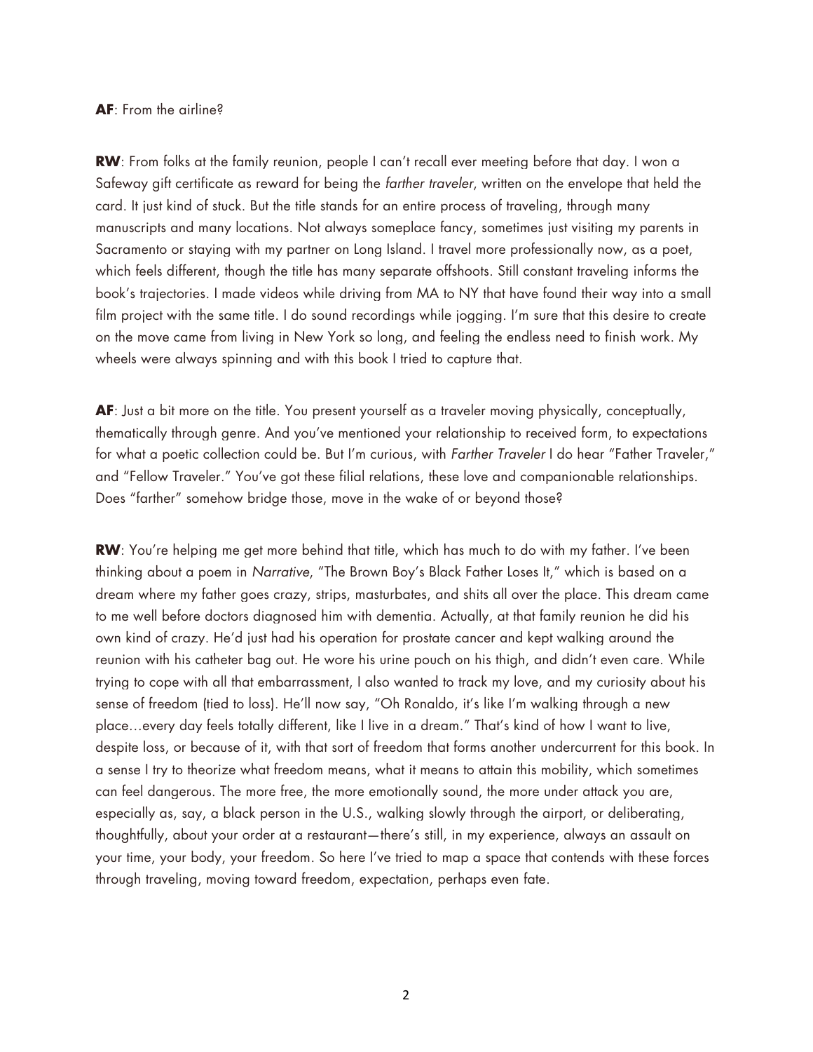**AF**: From the airline?

**RW**: From folks at the family reunion, people I can't recall ever meeting before that day. I won a Safeway gift certificate as reward for being the *farther traveler*, written on the envelope that held the card. It just kind of stuck. But the title stands for an entire process of traveling, through many manuscripts and many locations. Not always someplace fancy, sometimes just visiting my parents in Sacramento or staying with my partner on Long Island. I travel more professionally now, as a poet, which feels different, though the title has many separate offshoots. Still constant traveling informs the book's trajectories. I made videos while driving from MA to NY that have found their way into a small film project with the same title. I do sound recordings while jogging. I'm sure that this desire to create on the move came from living in New York so long, and feeling the endless need to finish work. My wheels were always spinning and with this book I tried to capture that.

**AF**: Just a bit more on the title. You present yourself as a traveler moving physically, conceptually, thematically through genre. And you've mentioned your relationship to received form, to expectations for what a poetic collection could be. But I'm curious, with *Farther Traveler* I do hear "Father Traveler," and "Fellow Traveler." You've got these filial relations, these love and companionable relationships. Does "farther" somehow bridge those, move in the wake of or beyond those?

**RW**: You're helping me get more behind that title, which has much to do with my father. I've been thinking about a poem in *Narrative*, "The Brown Boy's Black Father Loses It," which is based on a dream where my father goes crazy, strips, masturbates, and shits all over the place. This dream came to me well before doctors diagnosed him with dementia. Actually, at that family reunion he did his own kind of crazy. He'd just had his operation for prostate cancer and kept walking around the reunion with his catheter bag out. He wore his urine pouch on his thigh, and didn't even care. While trying to cope with all that embarrassment, I also wanted to track my love, and my curiosity about his sense of freedom (tied to loss). He'll now say, "Oh Ronaldo, it's like I'm walking through a new place…every day feels totally different, like I live in a dream." That's kind of how I want to live, despite loss, or because of it, with that sort of freedom that forms another undercurrent for this book. In a sense I try to theorize what freedom means, what it means to attain this mobility, which sometimes can feel dangerous. The more free, the more emotionally sound, the more under attack you are, especially as, say, a black person in the U.S., walking slowly through the airport, or deliberating, thoughtfully, about your order at a restaurant—there's still, in my experience, always an assault on your time, your body, your freedom. So here I've tried to map a space that contends with these forces through traveling, moving toward freedom, expectation, perhaps even fate.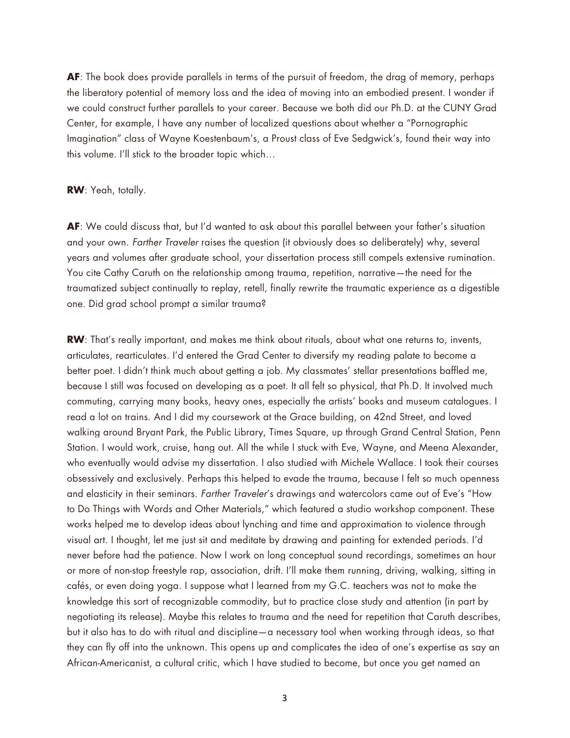**AF**: The book does provide parallels in terms of the pursuit of freedom, the drag of memory, perhaps the liberatory potential of memory loss and the idea of moving into an embodied present. I wonder if we could construct further parallels to your career. Because we both did our Ph.D. at the CUNY Grad Center, for example, I have any number of localized questions about whether a "Pornographic Imagination" class of Wayne Koestenbaum's, a Proust class of Eve Sedgwick's, found their way into this volume. I'll stick to the broader topic which…

**RW**: Yeah, totally.

**AF**: We could discuss that, but I'd wanted to ask about this parallel between your father's situation and your own. *Farther Traveler* raises the question (it obviously does so deliberately) why, several years and volumes after graduate school, your dissertation process still compels extensive rumination. You cite Cathy Caruth on the relationship among trauma, repetition, narrative—the need for the traumatized subject continually to replay, retell, finally rewrite the traumatic experience as a digestible one. Did grad school prompt a similar trauma?

**RW**: That's really important, and makes me think about rituals, about what one returns to, invents, articulates, rearticulates. I'd entered the Grad Center to diversify my reading palate to become a better poet. I didn't think much about getting a job. My classmates' stellar presentations baffled me, because I still was focused on developing as a poet. It all felt so physical, that Ph.D. It involved much commuting, carrying many books, heavy ones, especially the artists' books and museum catalogues. I read a lot on trains. And I did my coursework at the Grace building, on 42nd Street, and loved walking around Bryant Park, the Public Library, Times Square, up through Grand Central Station, Penn Station. I would work, cruise, hang out. All the while I stuck with Eve, Wayne, and Meena Alexander, who eventually would advise my dissertation. I also studied with Michele Wallace. I took their courses obsessively and exclusively. Perhaps this helped to evade the trauma, because I felt so much openness and elasticity in their seminars. *Farther Traveler*'s drawings and watercolors came out of Eve's "How to Do Things with Words and Other Materials," which featured a studio workshop component. These works helped me to develop ideas about lynching and time and approximation to violence through visual art. I thought, let me just sit and meditate by drawing and painting for extended periods. I'd never before had the patience. Now I work on long conceptual sound recordings, sometimes an hour or more of non-stop freestyle rap, association, drift. I'll make them running, driving, walking, sitting in cafés, or even doing yoga. I suppose what I learned from my G.C. teachers was not to make the knowledge this sort of recognizable commodity, but to practice close study and attention (in part by negotiating its release). Maybe this relates to trauma and the need for repetition that Caruth describes, but it also has to do with ritual and discipline—a necessary tool when working through ideas, so that they can fly off into the unknown. This opens up and complicates the idea of one's expertise as say an African-Americanist, a cultural critic, which I have studied to become, but once you get named an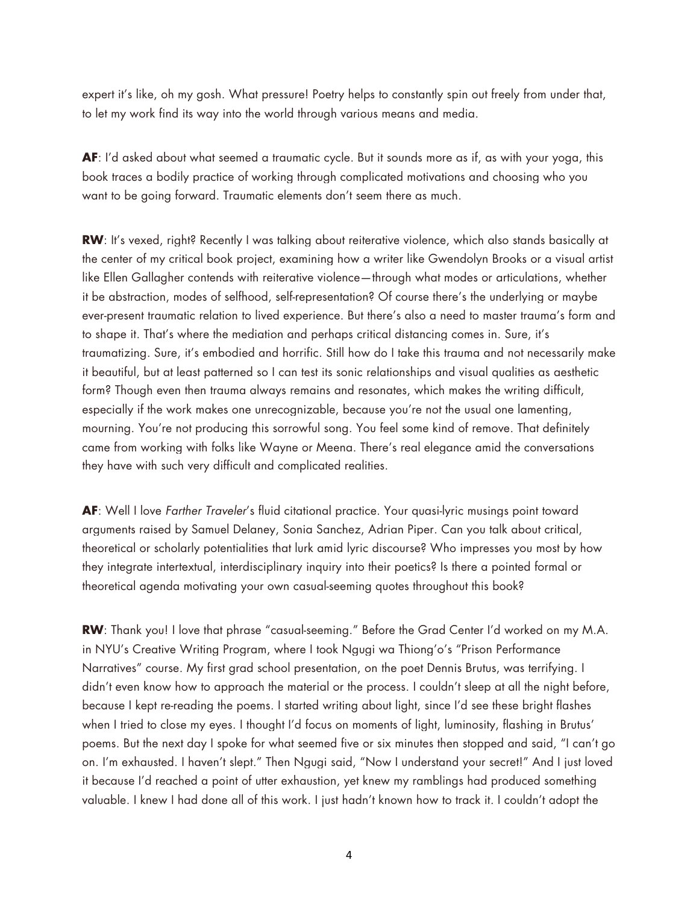expert it's like, oh my gosh. What pressure! Poetry helps to constantly spin out freely from under that, to let my work find its way into the world through various means and media.

**AF**: I'd asked about what seemed a traumatic cycle. But it sounds more as if, as with your yoga, this book traces a bodily practice of working through complicated motivations and choosing who you want to be going forward. Traumatic elements don't seem there as much.

**RW**: It's vexed, right? Recently I was talking about reiterative violence, which also stands basically at the center of my critical book project, examining how a writer like Gwendolyn Brooks or a visual artist like Ellen Gallagher contends with reiterative violence—through what modes or articulations, whether it be abstraction, modes of selfhood, self-representation? Of course there's the underlying or maybe ever-present traumatic relation to lived experience. But there's also a need to master trauma's form and to shape it. That's where the mediation and perhaps critical distancing comes in. Sure, it's traumatizing. Sure, it's embodied and horrific. Still how do I take this trauma and not necessarily make it beautiful, but at least patterned so I can test its sonic relationships and visual qualities as aesthetic form? Though even then trauma always remains and resonates, which makes the writing difficult, especially if the work makes one unrecognizable, because you're not the usual one lamenting, mourning. You're not producing this sorrowful song. You feel some kind of remove. That definitely came from working with folks like Wayne or Meena. There's real elegance amid the conversations they have with such very difficult and complicated realities.

**AF**: Well I love *Farther Traveler*'s fluid citational practice. Your quasi-lyric musings point toward arguments raised by Samuel Delaney, Sonia Sanchez, Adrian Piper. Can you talk about critical, theoretical or scholarly potentialities that lurk amid lyric discourse? Who impresses you most by how they integrate intertextual, interdisciplinary inquiry into their poetics? Is there a pointed formal or theoretical agenda motivating your own casual-seeming quotes throughout this book?

**RW**: Thank you! I love that phrase "casual-seeming." Before the Grad Center I'd worked on my M.A. in NYU's Creative Writing Program, where I took Ngugi wa Thiong'o's "Prison Performance Narratives" course. My first grad school presentation, on the poet Dennis Brutus, was terrifying. I didn't even know how to approach the material or the process. I couldn't sleep at all the night before, because I kept re-reading the poems. I started writing about light, since I'd see these bright flashes when I tried to close my eyes. I thought I'd focus on moments of light, luminosity, flashing in Brutus' poems. But the next day I spoke for what seemed five or six minutes then stopped and said, "I can't go on. I'm exhausted. I haven't slept." Then Ngugi said, "Now I understand your secret!" And I just loved it because I'd reached a point of utter exhaustion, yet knew my ramblings had produced something valuable. I knew I had done all of this work. I just hadn't known how to track it. I couldn't adopt the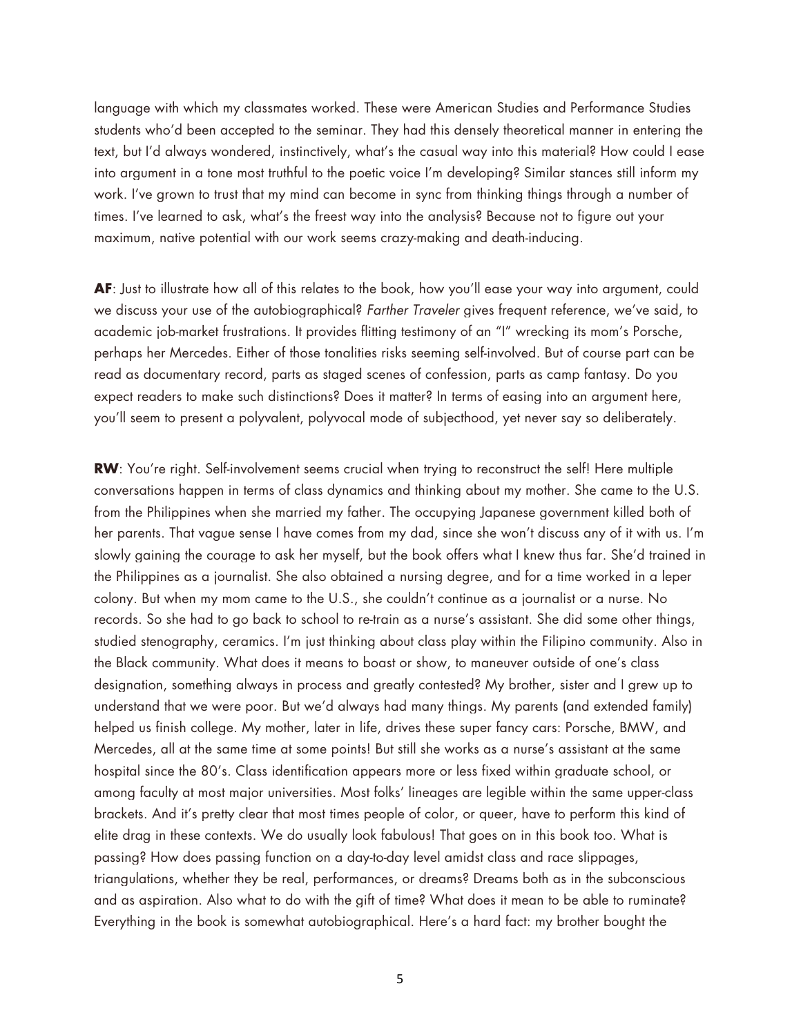language with which my classmates worked. These were American Studies and Performance Studies students who'd been accepted to the seminar. They had this densely theoretical manner in entering the text, but I'd always wondered, instinctively, what's the casual way into this material? How could I ease into argument in a tone most truthful to the poetic voice I'm developing? Similar stances still inform my work. I've grown to trust that my mind can become in sync from thinking things through a number of times. I've learned to ask, what's the freest way into the analysis? Because not to figure out your maximum, native potential with our work seems crazy-making and death-inducing.

**AF**: Just to illustrate how all of this relates to the book, how you'll ease your way into argument, could we discuss your use of the autobiographical? *Farther Traveler* gives frequent reference, we've said, to academic job-market frustrations. It provides flitting testimony of an "I" wrecking its mom's Porsche, perhaps her Mercedes. Either of those tonalities risks seeming self-involved. But of course part can be read as documentary record, parts as staged scenes of confession, parts as camp fantasy. Do you expect readers to make such distinctions? Does it matter? In terms of easing into an argument here, you'll seem to present a polyvalent, polyvocal mode of subjecthood, yet never say so deliberately.

**RW**: You're right. Self-involvement seems crucial when trying to reconstruct the self! Here multiple conversations happen in terms of class dynamics and thinking about my mother. She came to the U.S. from the Philippines when she married my father. The occupying Japanese government killed both of her parents. That vague sense I have comes from my dad, since she won't discuss any of it with us. I'm slowly gaining the courage to ask her myself, but the book offers what I knew thus far. She'd trained in the Philippines as a journalist. She also obtained a nursing degree, and for a time worked in a leper colony. But when my mom came to the U.S., she couldn't continue as a journalist or a nurse. No records. So she had to go back to school to re-train as a nurse's assistant. She did some other things, studied stenography, ceramics. I'm just thinking about class play within the Filipino community. Also in the Black community. What does it means to boast or show, to maneuver outside of one's class designation, something always in process and greatly contested? My brother, sister and I grew up to understand that we were poor. But we'd always had many things. My parents (and extended family) helped us finish college. My mother, later in life, drives these super fancy cars: Porsche, BMW, and Mercedes, all at the same time at some points! But still she works as a nurse's assistant at the same hospital since the 80's. Class identification appears more or less fixed within graduate school, or among faculty at most major universities. Most folks' lineages are legible within the same upper-class brackets. And it's pretty clear that most times people of color, or queer, have to perform this kind of elite drag in these contexts. We do usually look fabulous! That goes on in this book too. What is passing? How does passing function on a day-to-day level amidst class and race slippages, triangulations, whether they be real, performances, or dreams? Dreams both as in the subconscious and as aspiration. Also what to do with the gift of time? What does it mean to be able to ruminate? Everything in the book is somewhat autobiographical. Here's a hard fact: my brother bought the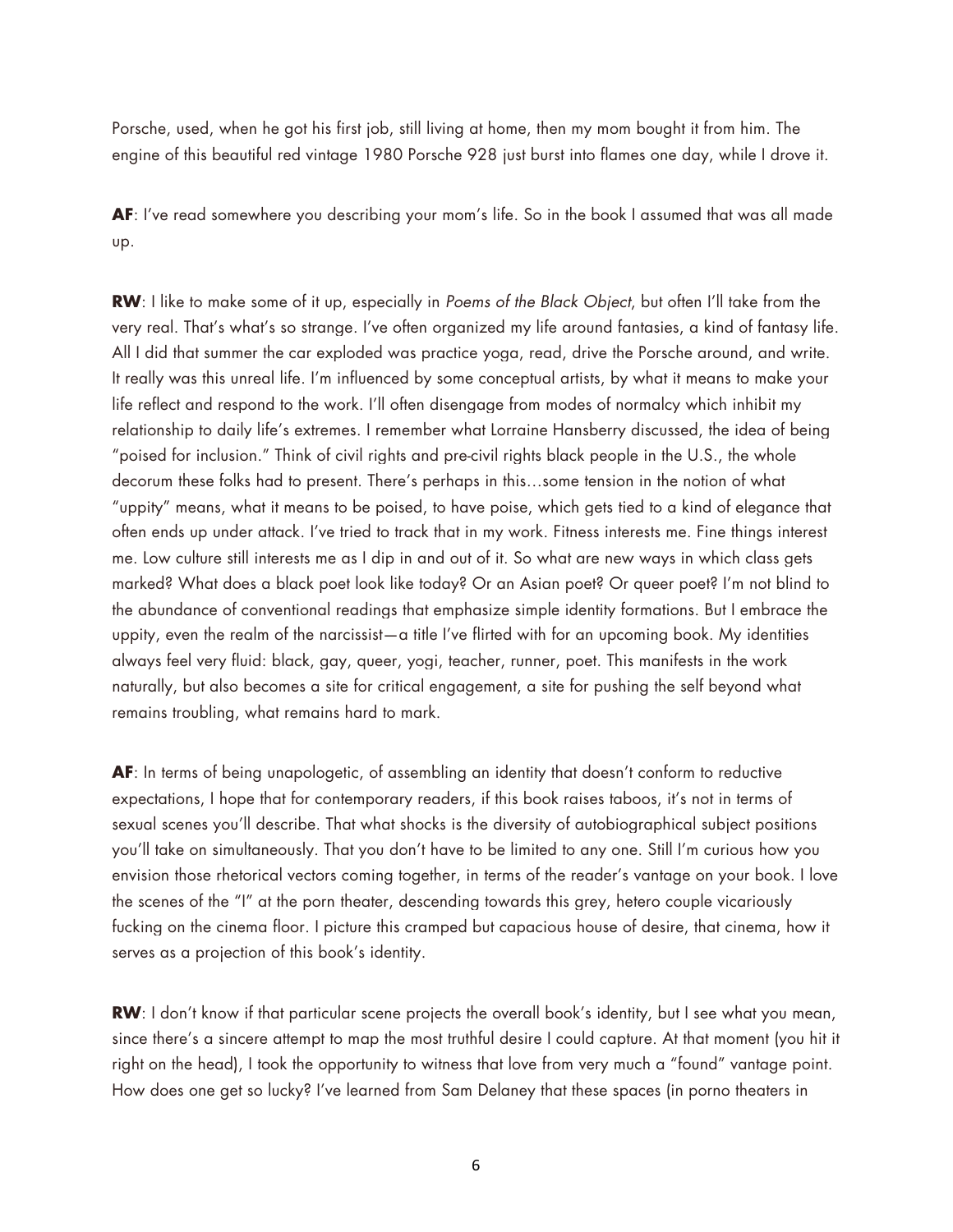Porsche, used, when he got his first job, still living at home, then my mom bought it from him. The engine of this beautiful red vintage 1980 Porsche 928 just burst into flames one day, while I drove it.

**AF**: I've read somewhere you describing your mom's life. So in the book I assumed that was all made up.

**RW**: I like to make some of it up, especially in *Poems of the Black Object*, but often I'll take from the very real. That's what's so strange. I've often organized my life around fantasies, a kind of fantasy life. All I did that summer the car exploded was practice yoga, read, drive the Porsche around, and write. It really was this unreal life. I'm influenced by some conceptual artists, by what it means to make your life reflect and respond to the work. I'll often disengage from modes of normalcy which inhibit my relationship to daily life's extremes. I remember what Lorraine Hansberry discussed, the idea of being "poised for inclusion." Think of civil rights and pre-civil rights black people in the U.S., the whole decorum these folks had to present. There's perhaps in this…some tension in the notion of what "uppity" means, what it means to be poised, to have poise, which gets tied to a kind of elegance that often ends up under attack. I've tried to track that in my work. Fitness interests me. Fine things interest me. Low culture still interests me as I dip in and out of it. So what are new ways in which class gets marked? What does a black poet look like today? Or an Asian poet? Or queer poet? I'm not blind to the abundance of conventional readings that emphasize simple identity formations. But I embrace the uppity, even the realm of the narcissist—a title I've flirted with for an upcoming book. My identities always feel very fluid: black, gay, queer, yogi, teacher, runner, poet. This manifests in the work naturally, but also becomes a site for critical engagement, a site for pushing the self beyond what remains troubling, what remains hard to mark.

**AF**: In terms of being unapologetic, of assembling an identity that doesn't conform to reductive expectations, I hope that for contemporary readers, if this book raises taboos, it's not in terms of sexual scenes you'll describe. That what shocks is the diversity of autobiographical subject positions you'll take on simultaneously. That you don't have to be limited to any one. Still I'm curious how you envision those rhetorical vectors coming together, in terms of the reader's vantage on your book. I love the scenes of the "I" at the porn theater, descending towards this grey, hetero couple vicariously fucking on the cinema floor. I picture this cramped but capacious house of desire, that cinema, how it serves as a projection of this book's identity.

**RW**: I don't know if that particular scene projects the overall book's identity, but I see what you mean, since there's a sincere attempt to map the most truthful desire I could capture. At that moment (you hit it right on the head), I took the opportunity to witness that love from very much a "found" vantage point. How does one get so lucky? I've learned from Sam Delaney that these spaces (in porno theaters in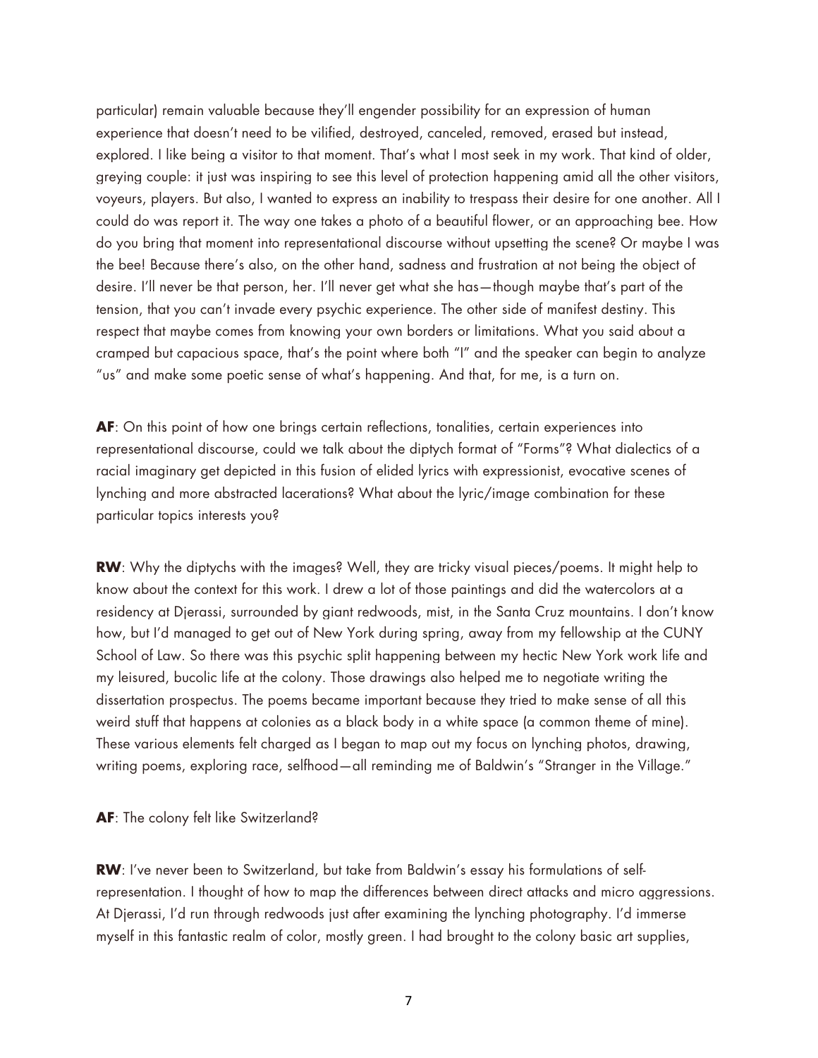particular) remain valuable because they'll engender possibility for an expression of human experience that doesn't need to be vilified, destroyed, canceled, removed, erased but instead, explored. I like being a visitor to that moment. That's what I most seek in my work. That kind of older, greying couple: it just was inspiring to see this level of protection happening amid all the other visitors, voyeurs, players. But also, I wanted to express an inability to trespass their desire for one another. All I could do was report it. The way one takes a photo of a beautiful flower, or an approaching bee. How do you bring that moment into representational discourse without upsetting the scene? Or maybe I was the bee! Because there's also, on the other hand, sadness and frustration at not being the object of desire. I'll never be that person, her. I'll never get what she has—though maybe that's part of the tension, that you can't invade every psychic experience. The other side of manifest destiny. This respect that maybe comes from knowing your own borders or limitations. What you said about a cramped but capacious space, that's the point where both "I" and the speaker can begin to analyze "us" and make some poetic sense of what's happening. And that, for me, is a turn on.

**AF**: On this point of how one brings certain reflections, tonalities, certain experiences into representational discourse, could we talk about the diptych format of "Forms"? What dialectics of a racial imaginary get depicted in this fusion of elided lyrics with expressionist, evocative scenes of lynching and more abstracted lacerations? What about the lyric/image combination for these particular topics interests you?

**RW**: Why the diptychs with the images? Well, they are tricky visual pieces/poems. It might help to know about the context for this work. I drew a lot of those paintings and did the watercolors at a residency at Djerassi, surrounded by giant redwoods, mist, in the Santa Cruz mountains. I don't know how, but I'd managed to get out of New York during spring, away from my fellowship at the CUNY School of Law. So there was this psychic split happening between my hectic New York work life and my leisured, bucolic life at the colony. Those drawings also helped me to negotiate writing the dissertation prospectus. The poems became important because they tried to make sense of all this weird stuff that happens at colonies as a black body in a white space (a common theme of mine). These various elements felt charged as I began to map out my focus on lynching photos, drawing, writing poems, exploring race, selfhood—all reminding me of Baldwin's "Stranger in the Village."

**AF**: The colony felt like Switzerland?

**RW**: I've never been to Switzerland, but take from Baldwin's essay his formulations of self-representation. I thought of how to map the differences between direct attacks and micro aggressions. At Djerassi, I'd run through redwoods just after examining the lynching photography. I'd immerse myself in this fantastic realm of color, mostly green. I had brought to the colony basic art supplies,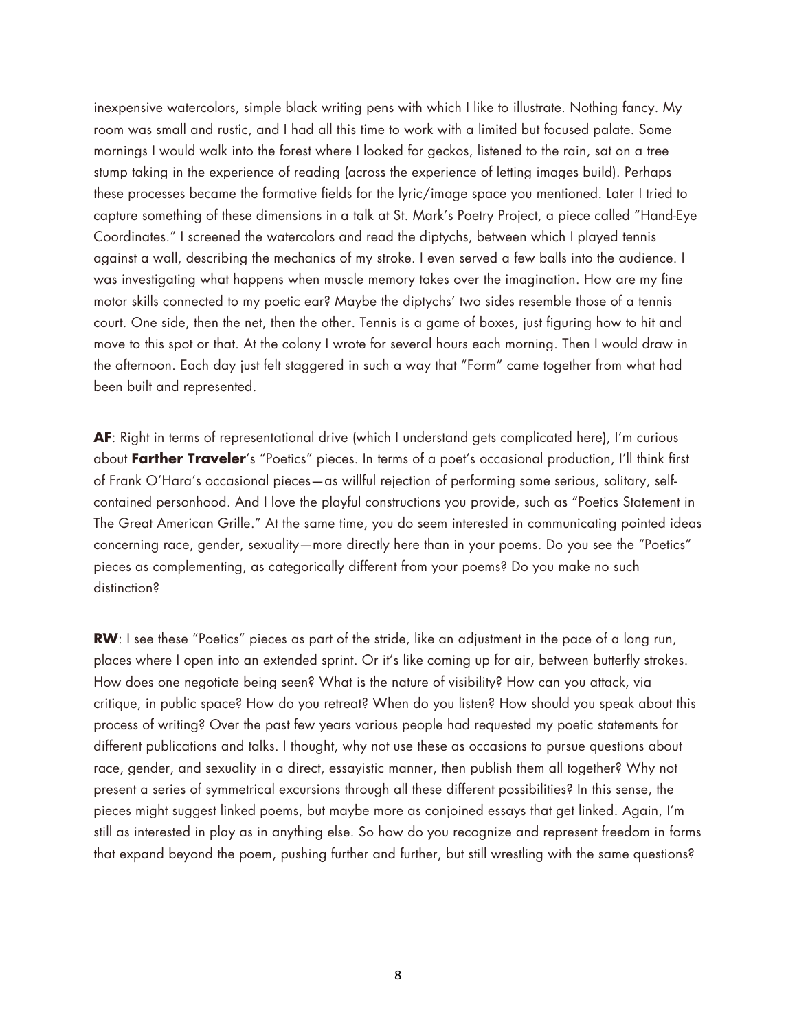inexpensive watercolors, simple black writing pens with which I like to illustrate. Nothing fancy. My room was small and rustic, and I had all this time to work with a limited but focused palate. Some mornings I would walk into the forest where I looked for geckos, listened to the rain, sat on a tree stump taking in the experience of reading (across the experience of letting images build). Perhaps these processes became the formative fields for the lyric/image space you mentioned. Later I tried to capture something of these dimensions in a talk at St. Mark's Poetry Project, a piece called "Hand-Eye Coordinates." I screened the watercolors and read the diptychs, between which I played tennis against a wall, describing the mechanics of my stroke. I even served a few balls into the audience. I was investigating what happens when muscle memory takes over the imagination. How are my fine motor skills connected to my poetic ear? Maybe the diptychs' two sides resemble those of a tennis court. One side, then the net, then the other. Tennis is a game of boxes, just figuring how to hit and move to this spot or that. At the colony I wrote for several hours each morning. Then I would draw in the afternoon. Each day just felt staggered in such a way that "Form" came together from what had been built and represented.

**AF**: Right in terms of representational drive (which I understand gets complicated here), I'm curious about **Farther Traveler**'s "Poetics" pieces. In terms of a poet's occasional production, I'll think first of Frank O'Hara's occasional pieces—as willful rejection of performing some serious, solitary, self-contained personhood. And I love the playful constructions you provide, such as "Poetics Statement in The Great American Grille." At the same time, you do seem interested in communicating pointed ideas concerning race, gender, sexuality—more directly here than in your poems. Do you see the "Poetics" pieces as complementing, as categorically different from your poems? Do you make no such distinction?

**RW**: I see these "Poetics" pieces as part of the stride, like an adjustment in the pace of a long run, places where I open into an extended sprint. Or it's like coming up for air, between butterfly strokes. How does one negotiate being seen? What is the nature of visibility? How can you attack, via critique, in public space? How do you retreat? When do you listen? How should you speak about this process of writing? Over the past few years various people had requested my poetic statements for different publications and talks. I thought, why not use these as occasions to pursue questions about race, gender, and sexuality in a direct, essayistic manner, then publish them all together? Why not present a series of symmetrical excursions through all these different possibilities? In this sense, the pieces might suggest linked poems, but maybe more as conjoined essays that get linked. Again, I'm still as interested in play as in anything else. So how do you recognize and represent freedom in forms that expand beyond the poem, pushing further and further, but still wrestling with the same questions?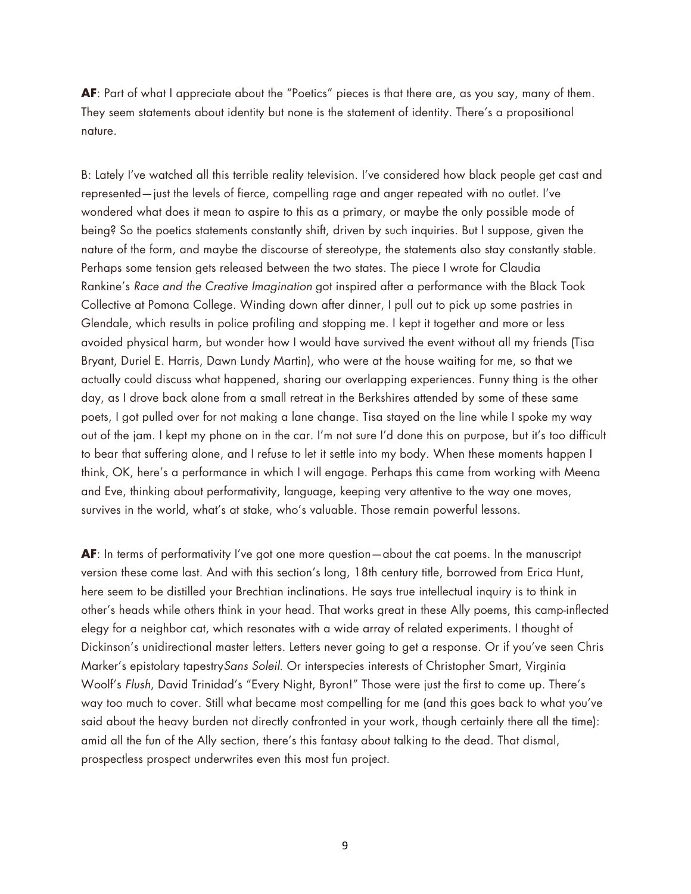**AF**: Part of what I appreciate about the "Poetics" pieces is that there are, as you say, many of them. They seem statements about identity but none is the statement of identity. There's a propositional nature.

B: Lately I've watched all this terrible reality television. I've considered how black people get cast and represented—just the levels of fierce, compelling rage and anger repeated with no outlet. I've wondered what does it mean to aspire to this as a primary, or maybe the only possible mode of being? So the poetics statements constantly shift, driven by such inquiries. But I suppose, given the nature of the form, and maybe the discourse of stereotype, the statements also stay constantly stable. Perhaps some tension gets released between the two states. The piece I wrote for Claudia Rankine's *Race and the Creative Imagination* got inspired after a performance with the Black Took Collective at Pomona College. Winding down after dinner, I pull out to pick up some pastries in Glendale, which results in police profiling and stopping me. I kept it together and more or less avoided physical harm, but wonder how I would have survived the event without all my friends (Tisa Bryant, Duriel E. Harris, Dawn Lundy Martin), who were at the house waiting for me, so that we actually could discuss what happened, sharing our overlapping experiences. Funny thing is the other day, as I drove back alone from a small retreat in the Berkshires attended by some of these same poets, I got pulled over for not making a lane change. Tisa stayed on the line while I spoke my way out of the jam. I kept my phone on in the car. I'm not sure I'd done this on purpose, but it's too difficult to bear that suffering alone, and I refuse to let it settle into my body. When these moments happen I think, OK, here's a performance in which I will engage. Perhaps this came from working with Meena and Eve, thinking about performativity, language, keeping very attentive to the way one moves, survives in the world, what's at stake, who's valuable. Those remain powerful lessons.

**AF**: In terms of performativity I've got one more question—about the cat poems. In the manuscript version these come last. And with this section's long, 18th century title, borrowed from Erica Hunt, here seem to be distilled your Brechtian inclinations. He says true intellectual inquiry is to think in other's heads while others think in your head. That works great in these Ally poems, this camp-inflected elegy for a neighbor cat, which resonates with a wide array of related experiments. I thought of Dickinson's unidirectional master letters. Letters never going to get a response. Or if you've seen Chris Marker's epistolary tapestry*Sans Soleil*. Or interspecies interests of Christopher Smart, Virginia Woolf's *Flush*, David Trinidad's "Every Night, Byron!" Those were just the first to come up. There's way too much to cover. Still what became most compelling for me (and this goes back to what you've said about the heavy burden not directly confronted in your work, though certainly there all the time): amid all the fun of the Ally section, there's this fantasy about talking to the dead. That dismal, prospectless prospect underwrites even this most fun project.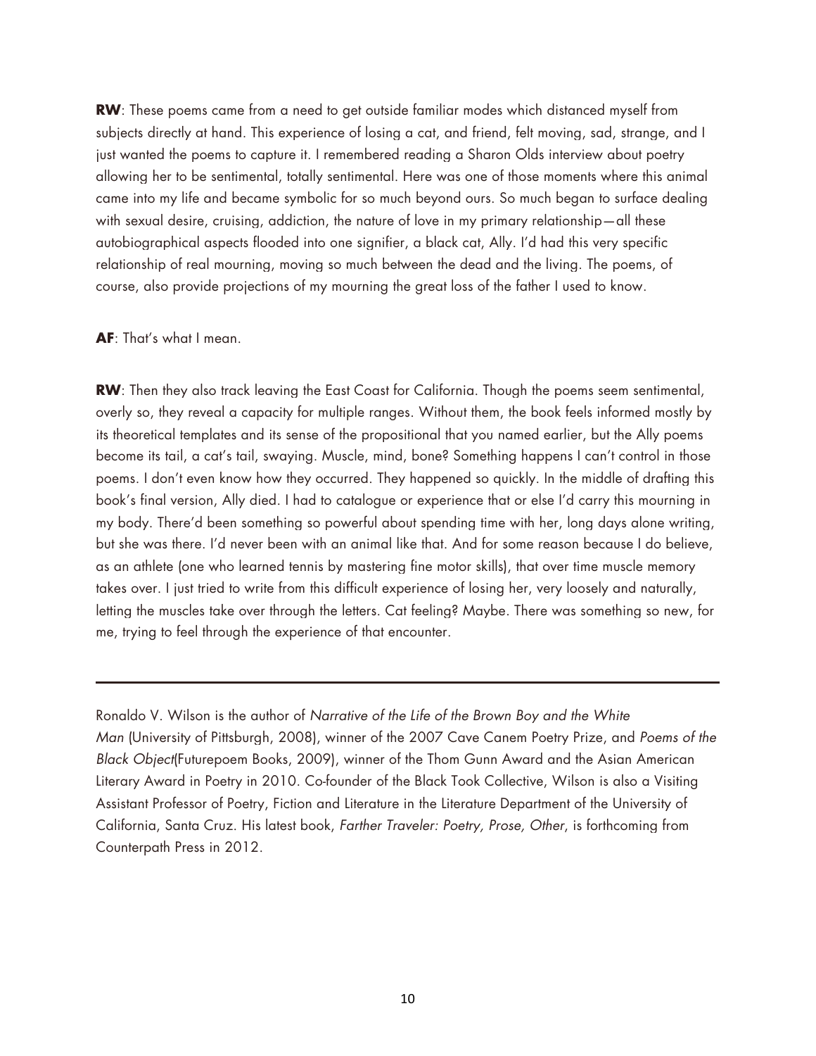**RW**: These poems came from a need to get outside familiar modes which distanced myself from subjects directly at hand. This experience of losing a cat, and friend, felt moving, sad, strange, and I just wanted the poems to capture it. I remembered reading a Sharon Olds interview about poetry allowing her to be sentimental, totally sentimental. Here was one of those moments where this animal came into my life and became symbolic for so much beyond ours. So much began to surface dealing with sexual desire, cruising, addiction, the nature of love in my primary relationship—all these autobiographical aspects flooded into one signifier, a black cat, Ally. I'd had this very specific relationship of real mourning, moving so much between the dead and the living. The poems, of course, also provide projections of my mourning the great loss of the father I used to know.

**AF**: That's what I mean.

**RW**: Then they also track leaving the East Coast for California. Though the poems seem sentimental, overly so, they reveal a capacity for multiple ranges. Without them, the book feels informed mostly by its theoretical templates and its sense of the propositional that you named earlier, but the Ally poems become its tail, a cat's tail, swaying. Muscle, mind, bone? Something happens I can't control in those poems. I don't even know how they occurred. They happened so quickly. In the middle of drafting this book's final version, Ally died. I had to catalogue or experience that or else I'd carry this mourning in my body. There'd been something so powerful about spending time with her, long days alone writing, but she was there. I'd never been with an animal like that. And for some reason because I do believe, as an athlete (one who learned tennis by mastering fine motor skills), that over time muscle memory takes over. I just tried to write from this difficult experience of losing her, very loosely and naturally, letting the muscles take over through the letters. Cat feeling? Maybe. There was something so new, for me, trying to feel through the experience of that encounter.

---

Ronaldo V. Wilson is the author of *Narrative of the Life of the Brown Boy and the White Man* (University of Pittsburgh, 2008), winner of the 2007 Cave Canem Poetry Prize, and *Poems of the Black Object*(Futurepoem Books, 2009), winner of the Thom Gunn Award and the Asian American Literary Award in Poetry in 2010. Co-founder of the Black Took Collective, Wilson is also a Visiting Assistant Professor of Poetry, Fiction and Literature in the Literature Department of the University of California, Santa Cruz. His latest book, *Farther Traveler: Poetry, Prose, Other*, is forthcoming from Counterpath Press in 2012.